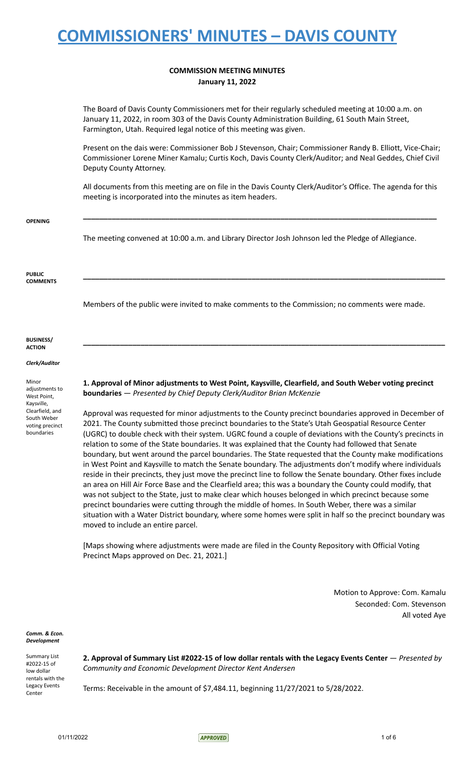# COMMISSIONERS' MINUTES – DAVIS COUNTY

## COMMISSION MEETING MINUTES
### January 11, 2022

The Board of Davis County Commissioners met for their regularly scheduled meeting at 10:00 a.m. on January 11, 2022, in room 303 of the Davis County Administration Building, 61 South Main Street, Farmington, Utah. Required legal notice of this meeting was given.

Present on the dais were: Commissioner Bob J Stevenson, Chair; Commissioner Randy B. Elliott, Vice-Chair; Commissioner Lorene Miner Kamalu; Curtis Koch, Davis County Clerk/Auditor; and Neal Geddes, Chief Civil Deputy County Attorney.

All documents from this meeting are on file in the Davis County Clerk/Auditor's Office. The agenda for this meeting is incorporated into the minutes as item headers.

**OPENING**

The meeting convened at 10:00 a.m. and Library Director Josh Johnson led the Pledge of Allegiance.

**PUBLIC COMMENTS**

Members of the public were invited to make comments to the Commission; no comments were made.

**BUSINESS/ ACTION**

*Clerk/Auditor*

Minor adjustments to West Point, Kaysville, Clearfield, and South Weber voting precinct boundaries

**1. Approval of Minor adjustments to West Point, Kaysville, Clearfield, and South Weber voting precinct boundaries** — *Presented by Chief Deputy Clerk/Auditor Brian McKenzie*

Approval was requested for minor adjustments to the County precinct boundaries approved in December of 2021. The County submitted those precinct boundaries to the State's Utah Geospatial Resource Center (UGRC) to double check with their system. UGRC found a couple of deviations with the County's precincts in relation to some of the State boundaries. It was explained that the County had followed that Senate boundary, but went around the parcel boundaries. The State requested that the County make modifications in West Point and Kaysville to match the Senate boundary. The adjustments don't modify where individuals reside in their precincts, they just move the precinct line to follow the Senate boundary. Other fixes include an area on Hill Air Force Base and the Clearfield area; this was a boundary the County could modify, that was not subject to the State, just to make clear which houses belonged in which precinct because some precinct boundaries were cutting through the middle of homes. In South Weber, there was a similar situation with a Water District boundary, where some homes were split in half so the precinct boundary was moved to include an entire parcel.

[Maps showing where adjustments were made are filed in the County Repository with Official Voting Precinct Maps approved on Dec. 21, 2021.]

Motion to Approve: Com. Kamalu
Seconded: Com. Stevenson
All voted Aye

*Comm. & Econ. Development*

Summary List #2022-15 of low dollar rentals with the Legacy Events Center

**2. Approval of Summary List #2022-15 of low dollar rentals with the Legacy Events Center** — *Presented by Community and Economic Development Director Kent Andersen*

Terms: Receivable in the amount of $7,484.11, beginning 11/27/2021 to 5/28/2022.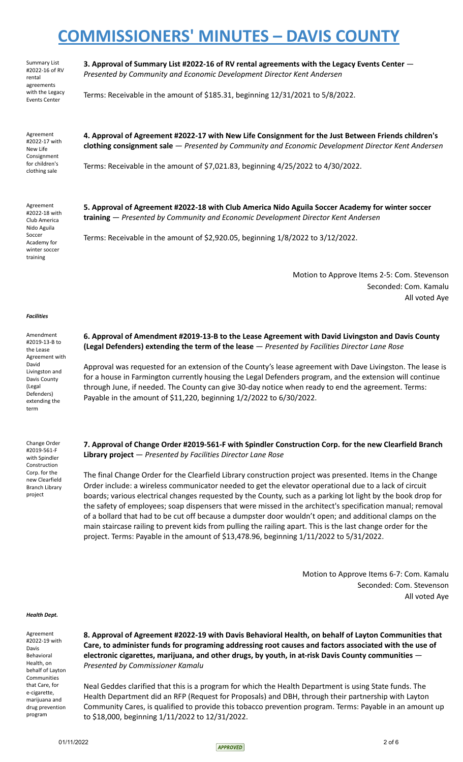# COMMISSIONERS' MINUTES – DAVIS COUNTY

Summary List #2022-16 of RV rental agreements with the Legacy Events Center

**3. Approval of Summary List #2022-16 of RV rental agreements with the Legacy Events Center** — *Presented by Community and Economic Development Director Kent Andersen*

Terms: Receivable in the amount of $185.31, beginning 12/31/2021 to 5/8/2022.

Agreement #2022-17 with New Life Consignment for children's clothing sale

**4. Approval of Agreement #2022-17 with New Life Consignment for the Just Between Friends children's clothing consignment sale** — *Presented by Community and Economic Development Director Kent Andersen*

Terms: Receivable in the amount of $7,021.83, beginning 4/25/2022 to 4/30/2022.

Agreement #2022-18 with Club America Nido Aguila Soccer Academy for winter soccer training

**5. Approval of Agreement #2022-18 with Club America Nido Aguila Soccer Academy for winter soccer training** — *Presented by Community and Economic Development Director Kent Andersen*

Terms: Receivable in the amount of $2,920.05, beginning 1/8/2022 to 3/12/2022.

Motion to Approve Items 2-5: Com. Stevenson
Seconded: Com. Kamalu
All voted Aye

***Facilities***

Amendment #2019-13-B to the Lease Agreement with David Livingston and Davis County (Legal Defenders) extending the term

**6. Approval of Amendment #2019-13-B to the Lease Agreement with David Livingston and Davis County (Legal Defenders) extending the term of the lease** — *Presented by Facilities Director Lane Rose*

Approval was requested for an extension of the County's lease agreement with Dave Livingston. The lease is for a house in Farmington currently housing the Legal Defenders program, and the extension will continue through June, if needed. The County can give 30-day notice when ready to end the agreement. Terms: Payable in the amount of $11,220, beginning 1/2/2022 to 6/30/2022.

Change Order #2019-561-F with Spindler Construction Corp. for the new Clearfield Branch Library project

**7. Approval of Change Order #2019-561-F with Spindler Construction Corp. for the new Clearfield Branch Library project** — *Presented by Facilities Director Lane Rose*

The final Change Order for the Clearfield Library construction project was presented. Items in the Change Order include: a wireless communicator needed to get the elevator operational due to a lack of circuit boards; various electrical changes requested by the County, such as a parking lot light by the book drop for the safety of employees; soap dispensers that were missed in the architect's specification manual; removal of a bollard that had to be cut off because a dumpster door wouldn't open; and additional clamps on the main staircase railing to prevent kids from pulling the railing apart. This is the last change order for the project. Terms: Payable in the amount of $13,478.96, beginning 1/11/2022 to 5/31/2022.

Motion to Approve Items 6-7: Com. Kamalu
Seconded: Com. Stevenson
All voted Aye

***Health Dept.***

Agreement #2022-19 with Davis Behavioral Health, on behalf of Layton Communities that Care, for e-cigarette, marijuana and drug prevention program

**8. Approval of Agreement #2022-19 with Davis Behavioral Health, on behalf of Layton Communities that Care, to administer funds for programing addressing root causes and factors associated with the use of electronic cigarettes, marijuana, and other drugs, by youth, in at-risk Davis County communities** — *Presented by Commissioner Kamalu*

Neal Geddes clarified that this is a program for which the Health Department is using State funds. The Health Department did an RFP (Request for Proposals) and DBH, through their partnership with Layton Community Cares, is qualified to provide this tobacco prevention program. Terms: Payable in an amount up to $18,000, beginning 1/11/2022 to 12/31/2022.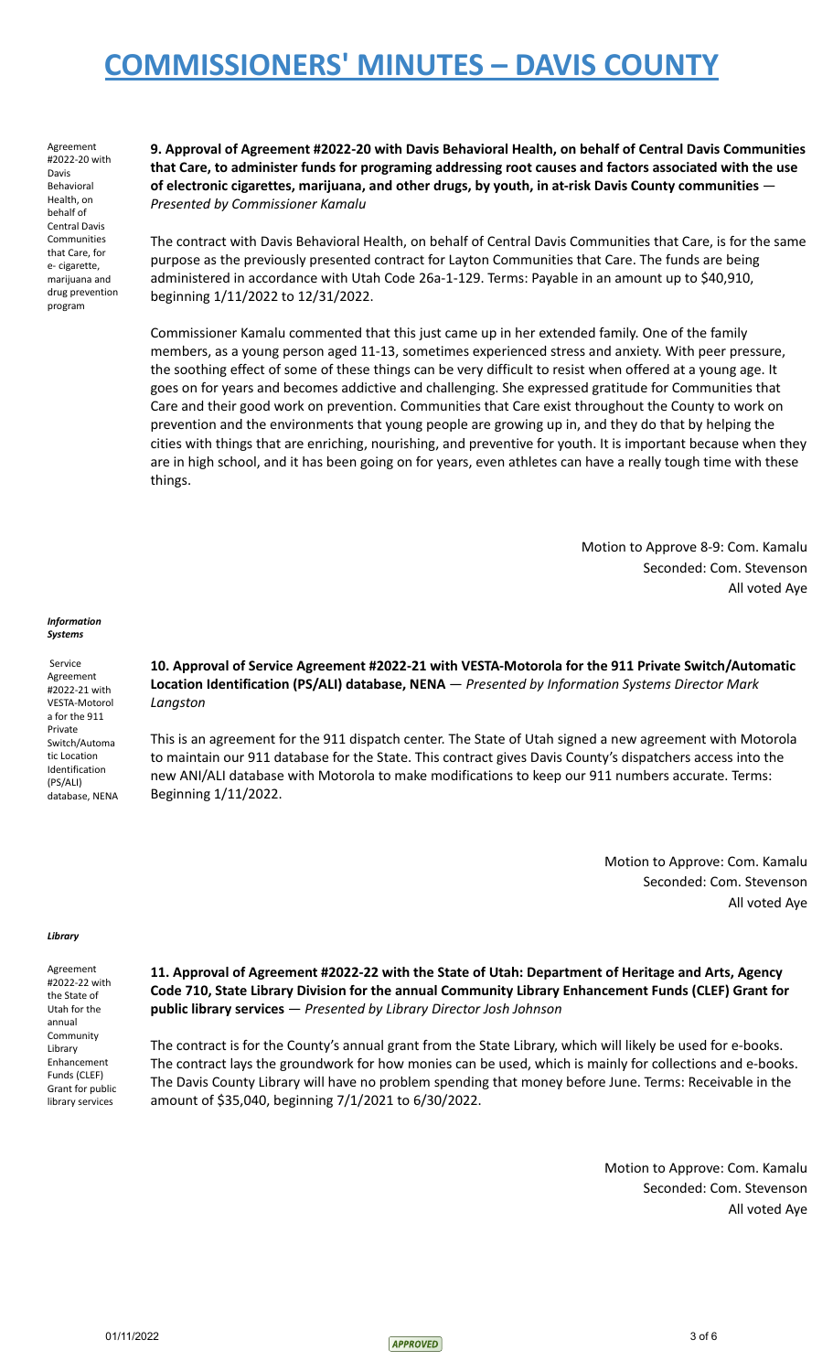Agreement #2022-20 with Davis Behavioral Health, on behalf of Central Davis Communities that Care, for e- cigarette, marijuana and drug prevention program

**9. Approval of Agreement #2022-20 with Davis Behavioral Health, on behalf of Central Davis Communities that Care, to administer funds for programing addressing root causes and factors associated with the use of electronic cigarettes, marijuana, and other drugs, by youth, in at-risk Davis County communities** — *Presented by Commissioner Kamalu*

The contract with Davis Behavioral Health, on behalf of Central Davis Communities that Care, is for the same purpose as the previously presented contract for Layton Communities that Care. The funds are being administered in accordance with Utah Code 26a-1-129. Terms: Payable in an amount up to $40,910, beginning 1/11/2022 to 12/31/2022.

Commissioner Kamalu commented that this just came up in her extended family. One of the family members, as a young person aged 11-13, sometimes experienced stress and anxiety. With peer pressure, the soothing effect of some of these things can be very difficult to resist when offered at a young age. It goes on for years and becomes addictive and challenging. She expressed gratitude for Communities that Care and their good work on prevention. Communities that Care exist throughout the County to work on prevention and the environments that young people are growing up in, and they do that by helping the cities with things that are enriching, nourishing, and preventive for youth. It is important because when they are in high school, and it has been going on for years, even athletes can have a really tough time with these things.

Motion to Approve 8-9: Com. Kamalu
Seconded: Com. Stevenson
All voted Aye

***Information Systems***

Service Agreement #2022-21 with VESTA-Motorola for the 911 Private Switch/Automatic Location Identification (PS/ALI) database, NENA

**10. Approval of Service Agreement #2022-21 with VESTA-Motorola for the 911 Private Switch/Automatic Location Identification (PS/ALI) database, NENA** — *Presented by Information Systems Director Mark Langston*

This is an agreement for the 911 dispatch center. The State of Utah signed a new agreement with Motorola to maintain our 911 database for the State. This contract gives Davis County's dispatchers access into the new ANI/ALI database with Motorola to make modifications to keep our 911 numbers accurate. Terms: Beginning 1/11/2022.

Motion to Approve: Com. Kamalu
Seconded: Com. Stevenson
All voted Aye

***Library***

Agreement #2022-22 with the State of Utah for the annual Community Library Enhancement Funds (CLEF) Grant for public library services

**11. Approval of Agreement #2022-22 with the State of Utah: Department of Heritage and Arts, Agency Code 710, State Library Division for the annual Community Library Enhancement Funds (CLEF) Grant for public library services** — *Presented by Library Director Josh Johnson*

The contract is for the County's annual grant from the State Library, which will likely be used for e-books. The contract lays the groundwork for how monies can be used, which is mainly for collections and e-books. The Davis County Library will have no problem spending that money before June. Terms: Receivable in the amount of $35,040, beginning 7/1/2021 to 6/30/2022.

Motion to Approve: Com. Kamalu
Seconded: Com. Stevenson
All voted Aye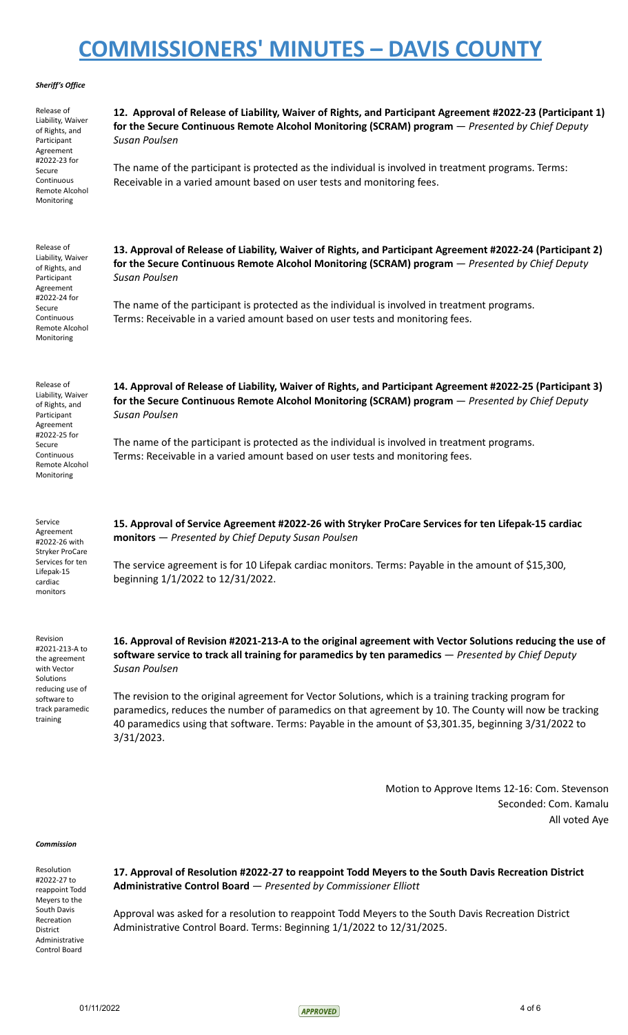*Sheriff's Office*

Release of Liability, Waiver of Rights, and Participant Agreement #2022-23 for Secure Continuous Remote Alcohol Monitoring

**12. Approval of Release of Liability, Waiver of Rights, and Participant Agreement #2022-23 (Participant 1) for the Secure Continuous Remote Alcohol Monitoring (SCRAM) program** — *Presented by Chief Deputy Susan Poulsen*

The name of the participant is protected as the individual is involved in treatment programs. Terms: Receivable in a varied amount based on user tests and monitoring fees.

Release of Liability, Waiver of Rights, and Participant Agreement #2022-24 for Secure Continuous Remote Alcohol Monitoring

**13. Approval of Release of Liability, Waiver of Rights, and Participant Agreement #2022-24 (Participant 2) for the Secure Continuous Remote Alcohol Monitoring (SCRAM) program** — *Presented by Chief Deputy Susan Poulsen*

The name of the participant is protected as the individual is involved in treatment programs. Terms: Receivable in a varied amount based on user tests and monitoring fees.

Release of Liability, Waiver of Rights, and Participant Agreement #2022-25 for Secure Continuous Remote Alcohol Monitoring

**14. Approval of Release of Liability, Waiver of Rights, and Participant Agreement #2022-25 (Participant 3) for the Secure Continuous Remote Alcohol Monitoring (SCRAM) program** — *Presented by Chief Deputy Susan Poulsen*

The name of the participant is protected as the individual is involved in treatment programs. Terms: Receivable in a varied amount based on user tests and monitoring fees.

Service Agreement #2022-26 with Stryker ProCare Services for ten Lifepak-15 cardiac monitors

**15. Approval of Service Agreement #2022-26 with Stryker ProCare Services for ten Lifepak-15 cardiac monitors** — *Presented by Chief Deputy Susan Poulsen*

The service agreement is for 10 Lifepak cardiac monitors. Terms: Payable in the amount of $15,300, beginning 1/1/2022 to 12/31/2022.

Revision #2021-213-A to the agreement with Vector Solutions reducing use of software to track paramedic training

**16. Approval of Revision #2021-213-A to the original agreement with Vector Solutions reducing the use of software service to track all training for paramedics by ten paramedics** — *Presented by Chief Deputy Susan Poulsen*

The revision to the original agreement for Vector Solutions, which is a training tracking program for paramedics, reduces the number of paramedics on that agreement by 10. The County will now be tracking 40 paramedics using that software. Terms: Payable in the amount of $3,301.35, beginning 3/31/2022 to 3/31/2023.

Motion to Approve Items 12-16: Com. Stevenson
Seconded: Com. Kamalu
All voted Aye

*Commission*

Resolution #2022-27 to reappoint Todd Meyers to the South Davis Recreation District Administrative Control Board

**17. Approval of Resolution #2022-27 to reappoint Todd Meyers to the South Davis Recreation District Administrative Control Board** — *Presented by Commissioner Elliott*

Approval was asked for a resolution to reappoint Todd Meyers to the South Davis Recreation District Administrative Control Board. Terms: Beginning 1/1/2022 to 12/31/2025.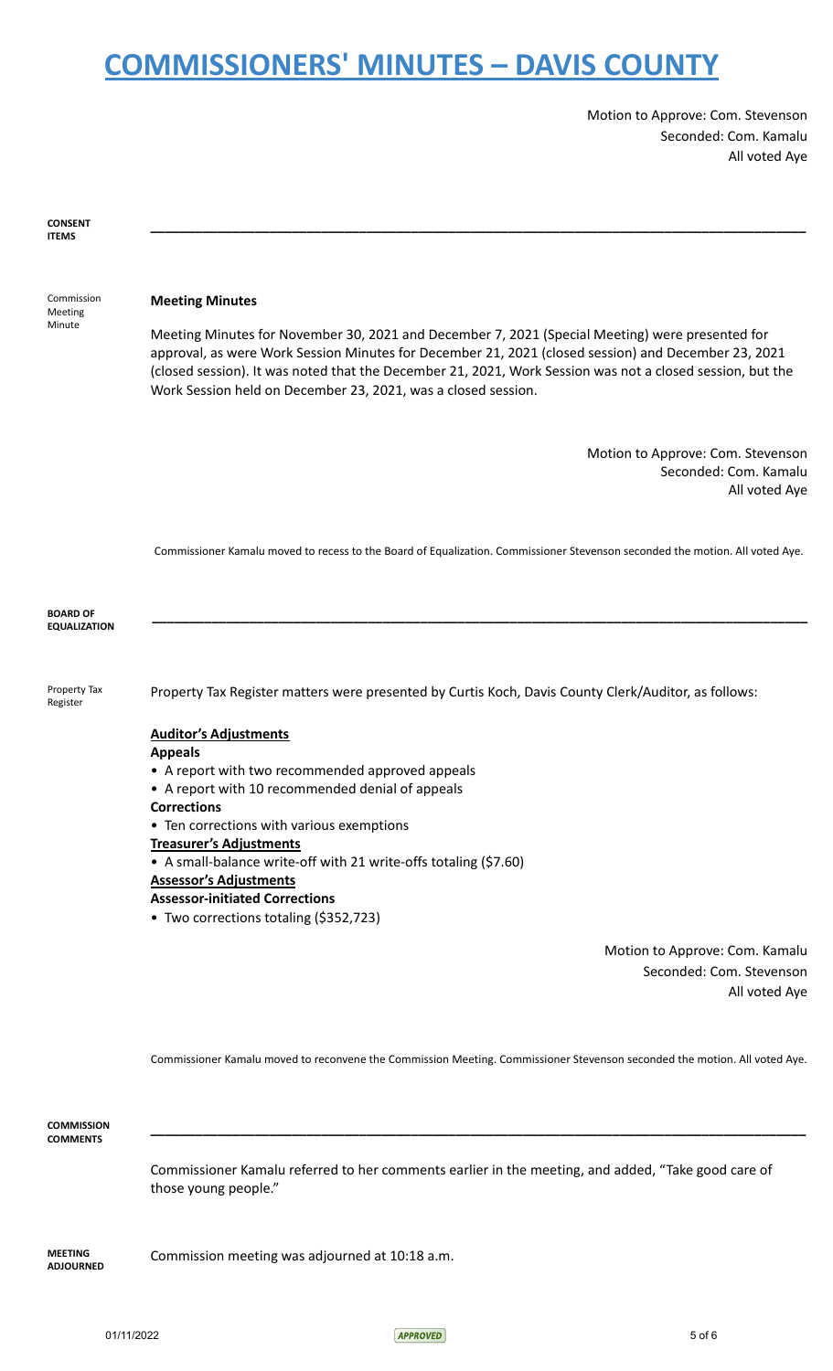Motion to Approve: Com. Stevenson
Seconded: Com. Kamalu
All voted Aye

**CONSENT ITEMS**

---

Commission Meeting Minute

**Meeting Minutes**

Meeting Minutes for November 30, 2021 and December 7, 2021 (Special Meeting) were presented for approval, as were Work Session Minutes for December 21, 2021 (closed session) and December 23, 2021 (closed session). It was noted that the December 21, 2021, Work Session was not a closed session, but the Work Session held on December 23, 2021, was a closed session.

Motion to Approve: Com. Stevenson
Seconded: Com. Kamalu
All voted Aye

Commissioner Kamalu moved to recess to the Board of Equalization. Commissioner Stevenson seconded the motion. All voted Aye.

**BOARD OF EQUALIZATION**

---

Property Tax Register

Property Tax Register matters were presented by Curtis Koch, Davis County Clerk/Auditor, as follows:

**Auditor's Adjustments**

**Appeals**

- A report with two recommended approved appeals
- A report with 10 recommended denial of appeals

**Corrections**

- Ten corrections with various exemptions

**Treasurer's Adjustments**

- A small-balance write-off with 21 write-offs totaling ($7.60)

**Assessor's Adjustments**

**Assessor-initiated Corrections**

- Two corrections totaling ($352,723)

Motion to Approve: Com. Kamalu
Seconded: Com. Stevenson
All voted Aye

Commissioner Kamalu moved to reconvene the Commission Meeting. Commissioner Stevenson seconded the motion. All voted Aye.

**COMMISSION COMMENTS**

---

Commissioner Kamalu referred to her comments earlier in the meeting, and added, "Take good care of those young people."

**MEETING ADJOURNED**

Commission meeting was adjourned at 10:18 a.m.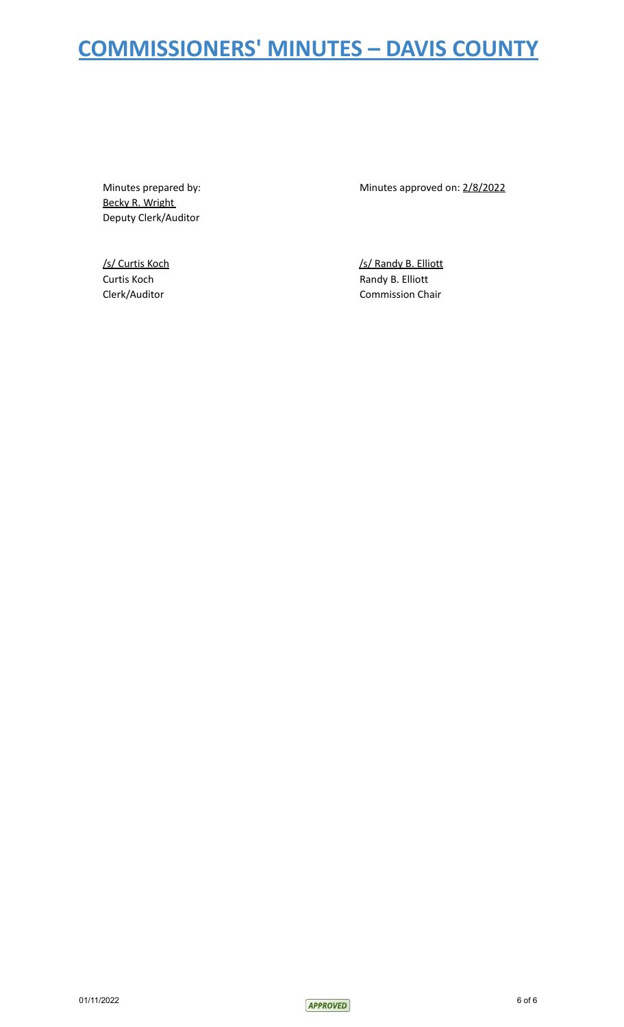Minutes prepared by:
Becky R. Wright
Deputy Clerk/Auditor

Minutes approved on: 2/8/2022

/s/ Curtis Koch
Curtis Koch
Clerk/Auditor

/s/ Randy B. Elliott
Randy B. Elliott
Commission Chair